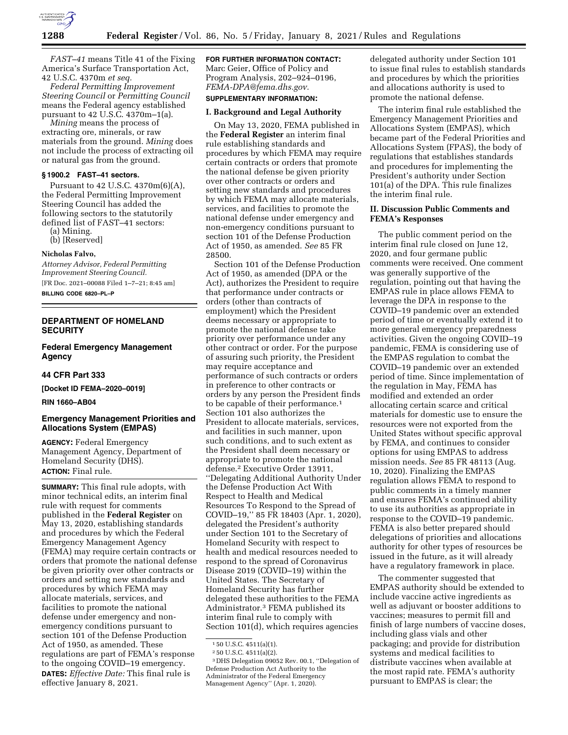*FAST–41* means Title 41 of the Fixing America's Surface Transportation Act, 42 U.S.C. 4370m *et seq.*

*Federal Permitting Improvement Steering Council* or *Permitting Council* means the Federal agency established pursuant to 42 U.S.C. 4370m–1(a).

*Mining* means the process of extracting ore, minerals, or raw materials from the ground. *Mining* does not include the process of extracting oil or natural gas from the ground.

**§ 1900.2 FAST–41 sectors.**

Pursuant to 42 U.S.C. 4370m(6)(A), the Federal Permitting Improvement Steering Council has added the following sectors to the statutorily defined list of FAST–41 sectors:

(a) Mining.

(b) [Reserved]

**Nicholas Falvo,**

*Attorney Advisor, Federal Permitting Improvement Steering Council.*

[FR Doc. 2021–00088 Filed 1–7–21; 8:45 am]

**BILLING CODE 6820–PL–P**

---

## DEPARTMENT OF HOMELAND SECURITY

### Federal Emergency Management Agency

### 44 CFR Part 333

**[Docket ID FEMA–2020–0019]**

**RIN 1660–AB04**

### Emergency Management Priorities and Allocations System (EMPAS)

**AGENCY:** Federal Emergency Management Agency, Department of Homeland Security (DHS).

**ACTION:** Final rule.

**SUMMARY:** This final rule adopts, with minor technical edits, an interim final rule with request for comments published in the **Federal Register** on May 13, 2020, establishing standards and procedures by which the Federal Emergency Management Agency (FEMA) may require certain contracts or orders that promote the national defense be given priority over other contracts or orders and setting new standards and procedures by which FEMA may allocate materials, services, and facilities to promote the national defense under emergency and non-emergency conditions pursuant to section 101 of the Defense Production Act of 1950, as amended. These regulations are part of FEMA's response to the ongoing COVID–19 emergency.

**DATES:** *Effective Date:* This final rule is effective January 8, 2021.

**FOR FURTHER INFORMATION CONTACT:** Marc Geier, Office of Policy and Program Analysis, 202–924–0196, *FEMA-DPA@fema.dhs.gov.*

**SUPPLEMENTARY INFORMATION:**

**I. Background and Legal Authority**

On May 13, 2020, FEMA published in the **Federal Register** an interim final rule establishing standards and procedures by which FEMA may require certain contracts or orders that promote the national defense be given priority over other contracts or orders and setting new standards and procedures by which FEMA may allocate materials, services, and facilities to promote the national defense under emergency and non-emergency conditions pursuant to section 101 of the Defense Production Act of 1950, as amended. *See* 85 FR 28500.

Section 101 of the Defense Production Act of 1950, as amended (DPA or the Act), authorizes the President to require that performance under contracts or orders (other than contracts of employment) which the President deems necessary or appropriate to promote the national defense take priority over performance under any other contract or order. For the purpose of assuring such priority, the President may require acceptance and performance of such contracts or orders in preference to other contracts or orders by any person the President finds to be capable of their performance.[1] Section 101 also authorizes the President to allocate materials, services, and facilities in such manner, upon such conditions, and to such extent as the President shall deem necessary or appropriate to promote the national defense.[2] Executive Order 13911, ''Delegating Additional Authority Under the Defense Production Act With Respect to Health and Medical Resources To Respond to the Spread of COVID–19,'' 85 FR 18403 (Apr. 1, 2020), delegated the President's authority under Section 101 to the Secretary of Homeland Security with respect to health and medical resources needed to respond to the spread of Coronavirus Disease 2019 (COVID–19) within the United States. The Secretary of Homeland Security has further delegated these authorities to the FEMA Administrator.[3] FEMA published its interim final rule to comply with Section 101(d), which requires agencies delegated authority under Section 101 to issue final rules to establish standards and procedures by which the priorities and allocations authority is used to promote the national defense.

The interim final rule established the Emergency Management Priorities and Allocations System (EMPAS), which became part of the Federal Priorities and Allocations System (FPAS), the body of regulations that establishes standards and procedures for implementing the President's authority under Section 101(a) of the DPA. This rule finalizes the interim final rule.

**II. Discussion Public Comments and FEMA's Responses**

The public comment period on the interim final rule closed on June 12, 2020, and four germane public comments were received. One comment was generally supportive of the regulation, pointing out that having the EMPAS rule in place allows FEMA to leverage the DPA in response to the COVID–19 pandemic over an extended period of time or eventually extend it to more general emergency preparedness activities. Given the ongoing COVID–19 pandemic, FEMA is considering use of the EMPAS regulation to combat the COVID–19 pandemic over an extended period of time. Since implementation of the regulation in May, FEMA has modified and extended an order allocating certain scarce and critical materials for domestic use to ensure the resources were not exported from the United States without specific approval by FEMA, and continues to consider options for using EMPAS to address mission needs. *See* 85 FR 48113 (Aug. 10, 2020). Finalizing the EMPAS regulation allows FEMA to respond to public comments in a timely manner and ensures FEMA's continued ability to use its authorities as appropriate in response to the COVID–19 pandemic. FEMA is also better prepared should delegations of priorities and allocations authority for other types of resources be issued in the future, as it will already have a regulatory framework in place.

The commenter suggested that EMPAS authority should be extended to include vaccine active ingredients as well as adjuvant or booster additions to vaccines; measures to permit fill and finish of large numbers of vaccine doses, including glass vials and other packaging; and provide for distribution systems and medical facilities to distribute vaccines when available at the most rapid rate. FEMA's authority pursuant to EMPAS is clear; the

---

[1] 50 U.S.C. 4511(a)(1).

[2] 50 U.S.C. 4511(a)(2).

[3] DHS Delegation 09052 Rev. 00.1, ''Delegation of Defense Production Act Authority to the Administrator of the Federal Emergency Management Agency'' (Apr. 1, 2020).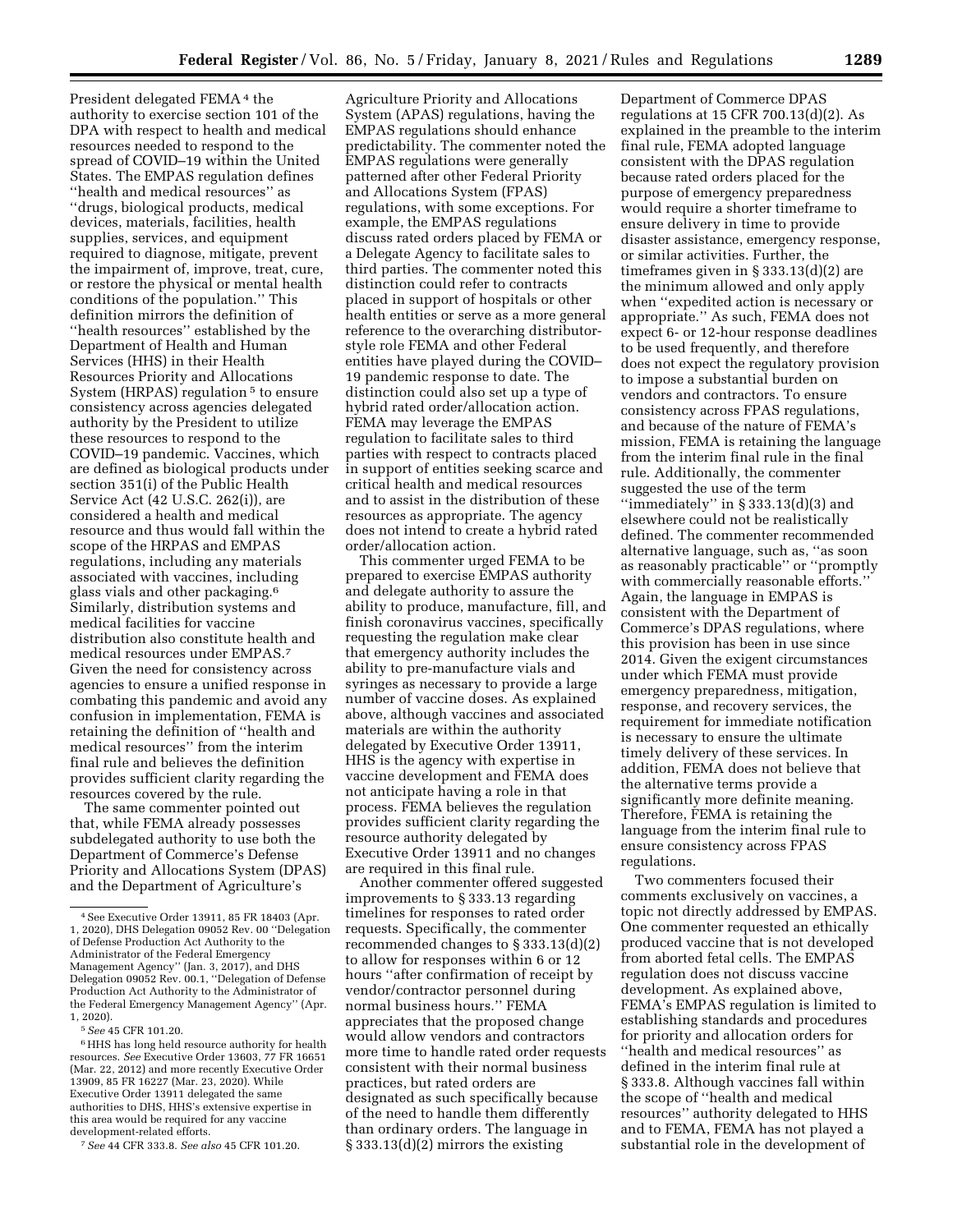President delegated FEMA[4] the authority to exercise section 101 of the DPA with respect to health and medical resources needed to respond to the spread of COVID–19 within the United States. The EMPAS regulation defines ''health and medical resources'' as ''drugs, biological products, medical devices, materials, facilities, health supplies, services, and equipment required to diagnose, mitigate, prevent the impairment of, improve, treat, cure, or restore the physical or mental health conditions of the population.'' This definition mirrors the definition of ''health resources'' established by the Department of Health and Human Services (HHS) in their Health Resources Priority and Allocations System (HRPAS) regulation[5] to ensure consistency across agencies delegated authority by the President to utilize these resources to respond to the COVID–19 pandemic. Vaccines, which are defined as biological products under section 351(i) of the Public Health Service Act (42 U.S.C. 262(i)), are considered a health and medical resource and thus would fall within the scope of the HRPAS and EMPAS regulations, including any materials associated with vaccines, including glass vials and other packaging.[6] Similarly, distribution systems and medical facilities for vaccine distribution also constitute health and medical resources under EMPAS.[7] Given the need for consistency across agencies to ensure a unified response in combating this pandemic and avoid any confusion in implementation, FEMA is retaining the definition of ''health and medical resources'' from the interim final rule and believes the definition provides sufficient clarity regarding the resources covered by the rule.

The same commenter pointed out that, while FEMA already possesses subdelegated authority to use both the Department of Commerce's Defense Priority and Allocations System (DPAS) and the Department of Agriculture's Agriculture Priority and Allocations System (APAS) regulations, having the EMPAS regulations should enhance predictability. The commenter noted the EMPAS regulations were generally patterned after other Federal Priority and Allocations System (FPAS) regulations, with some exceptions. For example, the EMPAS regulations discuss rated orders placed by FEMA or a Delegate Agency to facilitate sales to third parties. The commenter noted this distinction could refer to contracts placed in support of hospitals or other health entities or serve as a more general reference to the overarching distributor-style role FEMA and other Federal entities have played during the COVID–19 pandemic response to date. The distinction could also set up a type of hybrid rated order/allocation action. FEMA may leverage the EMPAS regulation to facilitate sales to third parties with respect to contracts placed in support of entities seeking scarce and critical health and medical resources and to assist in the distribution of these resources as appropriate. The agency does not intend to create a hybrid rated order/allocation action.

This commenter urged FEMA to be prepared to exercise EMPAS authority and delegate authority to assure the ability to produce, manufacture, fill, and finish coronavirus vaccines, specifically requesting the regulation make clear that emergency authority includes the ability to pre-manufacture vials and syringes as necessary to provide a large number of vaccine doses. As explained above, although vaccines and associated materials are within the authority delegated by Executive Order 13911, HHS is the agency with expertise in vaccine development and FEMA does not anticipate having a role in that process. FEMA believes the regulation provides sufficient clarity regarding the resource authority delegated by Executive Order 13911 and no changes are required in this final rule.

Another commenter offered suggested improvements to § 333.13 regarding timelines for responses to rated order requests. Specifically, the commenter recommended changes to § 333.13(d)(2) to allow for responses within 6 or 12 hours ''after confirmation of receipt by vendor/contractor personnel during normal business hours.'' FEMA appreciates that the proposed change would allow vendors and contractors more time to handle rated order requests consistent with their normal business practices, but rated orders are designated as such specifically because of the need to handle them differently than ordinary orders. The language in § 333.13(d)(2) mirrors the existing Department of Commerce DPAS regulations at 15 CFR 700.13(d)(2). As explained in the preamble to the interim final rule, FEMA adopted language consistent with the DPAS regulation because rated orders placed for the purpose of emergency preparedness would require a shorter timeframe to ensure delivery in time to provide disaster assistance, emergency response, or similar activities. Further, the timeframes given in § 333.13(d)(2) are the minimum allowed and only apply when ''expedited action is necessary or appropriate.'' As such, FEMA does not expect 6- or 12-hour response deadlines to be used frequently, and therefore does not expect the regulatory provision to impose a substantial burden on vendors and contractors. To ensure consistency across FPAS regulations, and because of the nature of FEMA's mission, FEMA is retaining the language from the interim final rule in the final rule. Additionally, the commenter suggested the use of the term ''immediately'' in § 333.13(d)(3) and elsewhere could not be realistically defined. The commenter recommended alternative language, such as, ''as soon as reasonably practicable'' or ''promptly with commercially reasonable efforts.'' Again, the language in EMPAS is consistent with the Department of Commerce's DPAS regulations, where this provision has been in use since 2014. Given the exigent circumstances under which FEMA must provide emergency preparedness, mitigation, response, and recovery services, the requirement for immediate notification is necessary to ensure the ultimate timely delivery of these services. In addition, FEMA does not believe that the alternative terms provide a significantly more definite meaning. Therefore, FEMA is retaining the language from the interim final rule to ensure consistency across FPAS regulations.

Two commenters focused their comments exclusively on vaccines, a topic not directly addressed by EMPAS. One commenter requested an ethically produced vaccine that is not developed from aborted fetal cells. The EMPAS regulation does not discuss vaccine development. As explained above, FEMA's EMPAS regulation is limited to establishing standards and procedures for priority and allocation orders for ''health and medical resources'' as defined in the interim final rule at § 333.8. Although vaccines fall within the scope of ''health and medical resources'' authority delegated to HHS and to FEMA, FEMA has not played a substantial role in the development of

---

[4] See Executive Order 13911, 85 FR 18403 (Apr. 1, 2020), DHS Delegation 09052 Rev. 00 ''Delegation of Defense Production Act Authority to the Administrator of the Federal Emergency Management Agency'' (Jan. 3, 2017), and DHS Delegation 09052 Rev. 00.1, ''Delegation of Defense Production Act Authority to the Administrator of the Federal Emergency Management Agency'' (Apr. 1, 2020).

[5] *See* 45 CFR 101.20.

[6] HHS has long held resource authority for health resources. *See* Executive Order 13603, 77 FR 16651 (Mar. 22, 2012) and more recently Executive Order 13909, 85 FR 16227 (Mar. 23, 2020). While Executive Order 13911 delegated the same authorities to DHS, HHS's extensive expertise in this area would be required for any vaccine development-related efforts.

[7] *See* 44 CFR 333.8. *See also* 45 CFR 101.20.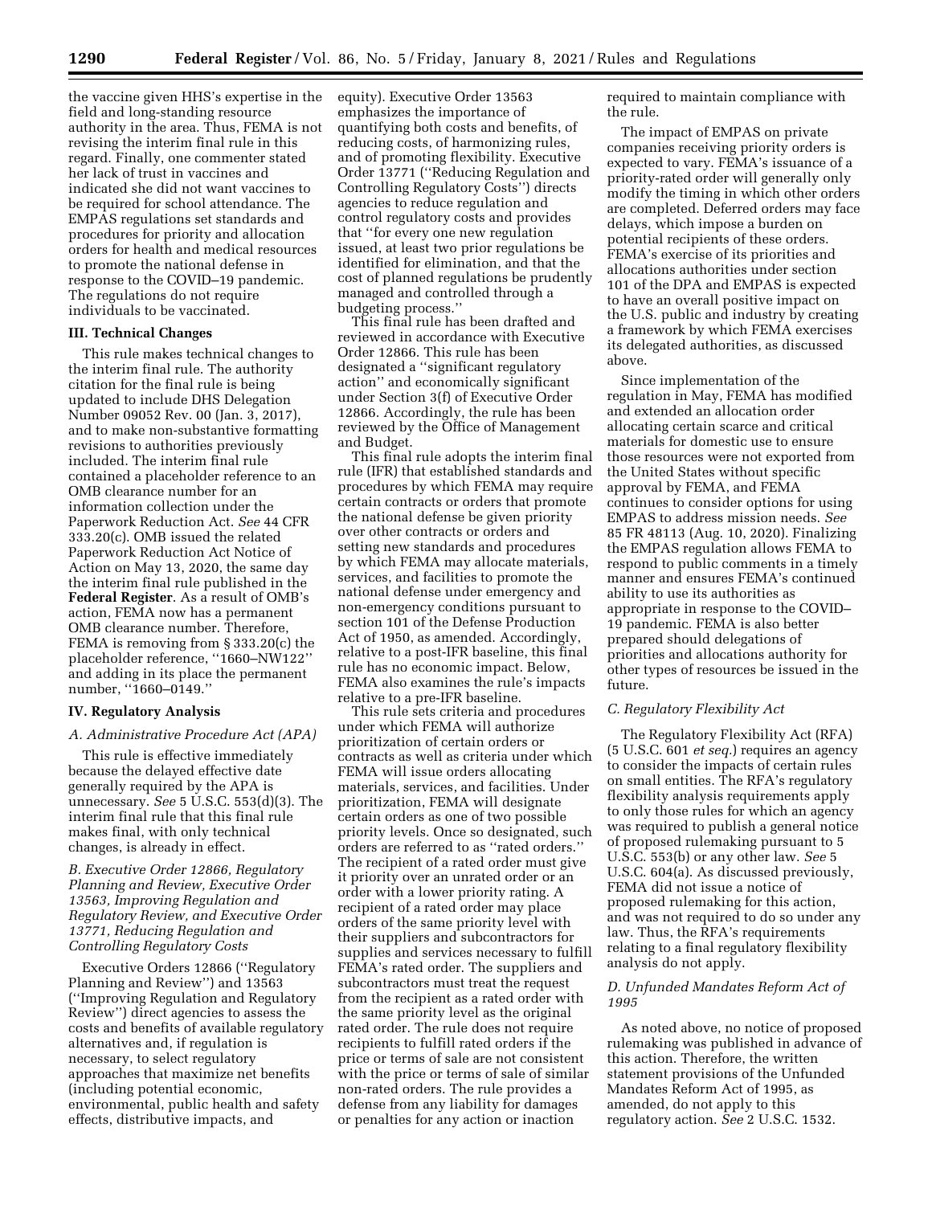the vaccine given HHS's expertise in the field and long-standing resource authority in the area. Thus, FEMA is not revising the interim final rule in this regard. Finally, one commenter stated her lack of trust in vaccines and indicated she did not want vaccines to be required for school attendance. The EMPAS regulations set standards and procedures for priority and allocation orders for health and medical resources to promote the national defense in response to the COVID–19 pandemic. The regulations do not require individuals to be vaccinated.

### III. Technical Changes

This rule makes technical changes to the interim final rule. The authority citation for the final rule is being updated to include DHS Delegation Number 09052 Rev. 00 (Jan. 3, 2017), and to make non-substantive formatting revisions to authorities previously included. The interim final rule contained a placeholder reference to an OMB clearance number for an information collection under the Paperwork Reduction Act. *See* 44 CFR 333.20(c). OMB issued the related Paperwork Reduction Act Notice of Action on May 13, 2020, the same day the interim final rule published in the **Federal Register**. As a result of OMB's action, FEMA now has a permanent OMB clearance number. Therefore, FEMA is removing from § 333.20(c) the placeholder reference, ''1660–NW122'' and adding in its place the permanent number, ''1660–0149.''

### IV. Regulatory Analysis

#### *A. Administrative Procedure Act (APA)*

This rule is effective immediately because the delayed effective date generally required by the APA is unnecessary. *See* 5 U.S.C. 553(d)(3). The interim final rule that this final rule makes final, with only technical changes, is already in effect.

#### *B. Executive Order 12866, Regulatory Planning and Review, Executive Order 13563, Improving Regulation and Regulatory Review, and Executive Order 13771, Reducing Regulation and Controlling Regulatory Costs*

Executive Orders 12866 (''Regulatory Planning and Review'') and 13563 (''Improving Regulation and Regulatory Review'') direct agencies to assess the costs and benefits of available regulatory alternatives and, if regulation is necessary, to select regulatory approaches that maximize net benefits (including potential economic, environmental, public health and safety effects, distributive impacts, and equity). Executive Order 13563 emphasizes the importance of quantifying both costs and benefits, of reducing costs, of harmonizing rules, and of promoting flexibility. Executive Order 13771 (''Reducing Regulation and Controlling Regulatory Costs'') directs agencies to reduce regulation and control regulatory costs and provides that ''for every one new regulation issued, at least two prior regulations be identified for elimination, and that the cost of planned regulations be prudently managed and controlled through a budgeting process.''

This final rule has been drafted and reviewed in accordance with Executive Order 12866. This rule has been designated a ''significant regulatory action'' and economically significant under Section 3(f) of Executive Order 12866. Accordingly, the rule has been reviewed by the Office of Management and Budget.

This final rule adopts the interim final rule (IFR) that established standards and procedures by which FEMA may require certain contracts or orders that promote the national defense be given priority over other contracts or orders and setting new standards and procedures by which FEMA may allocate materials, services, and facilities to promote the national defense under emergency and non-emergency conditions pursuant to section 101 of the Defense Production Act of 1950, as amended. Accordingly, relative to a post-IFR baseline, this final rule has no economic impact. Below, FEMA also examines the rule's impacts relative to a pre-IFR baseline.

This rule sets criteria and procedures under which FEMA will authorize prioritization of certain orders or contracts as well as criteria under which FEMA will issue orders allocating materials, services, and facilities. Under prioritization, FEMA will designate certain orders as one of two possible priority levels. Once so designated, such orders are referred to as ''rated orders.'' The recipient of a rated order must give it priority over an unrated order or an order with a lower priority rating. A recipient of a rated order may place orders of the same priority level with their suppliers and subcontractors for supplies and services necessary to fulfill FEMA's rated order. The suppliers and subcontractors must treat the request from the recipient as a rated order with the same priority level as the original rated order. The rule does not require recipients to fulfill rated orders if the price or terms of sale are not consistent with the price or terms of sale of similar non-rated orders. The rule provides a defense from any liability for damages or penalties for any action or inaction required to maintain compliance with the rule.

The impact of EMPAS on private companies receiving priority orders is expected to vary. FEMA's issuance of a priority-rated order will generally only modify the timing in which other orders are completed. Deferred orders may face delays, which impose a burden on potential recipients of these orders. FEMA's exercise of its priorities and allocations authorities under section 101 of the DPA and EMPAS is expected to have an overall positive impact on the U.S. public and industry by creating a framework by which FEMA exercises its delegated authorities, as discussed above.

Since implementation of the regulation in May, FEMA has modified and extended an allocation order allocating certain scarce and critical materials for domestic use to ensure those resources were not exported from the United States without specific approval by FEMA, and FEMA continues to consider options for using EMPAS to address mission needs. *See* 85 FR 48113 (Aug. 10, 2020). Finalizing the EMPAS regulation allows FEMA to respond to public comments in a timely manner and ensures FEMA's continued ability to use its authorities as appropriate in response to the COVID–19 pandemic. FEMA is also better prepared should delegations of priorities and allocations authority for other types of resources be issued in the future.

#### *C. Regulatory Flexibility Act*

The Regulatory Flexibility Act (RFA) (5 U.S.C. 601 *et seq.*) requires an agency to consider the impacts of certain rules on small entities. The RFA's regulatory flexibility analysis requirements apply to only those rules for which an agency was required to publish a general notice of proposed rulemaking pursuant to 5 U.S.C. 553(b) or any other law. *See* 5 U.S.C. 604(a). As discussed previously, FEMA did not issue a notice of proposed rulemaking for this action, and was not required to do so under any law. Thus, the RFA's requirements relating to a final regulatory flexibility analysis do not apply.

#### *D. Unfunded Mandates Reform Act of 1995*

As noted above, no notice of proposed rulemaking was published in advance of this action. Therefore, the written statement provisions of the Unfunded Mandates Reform Act of 1995, as amended, do not apply to this regulatory action. *See* 2 U.S.C. 1532.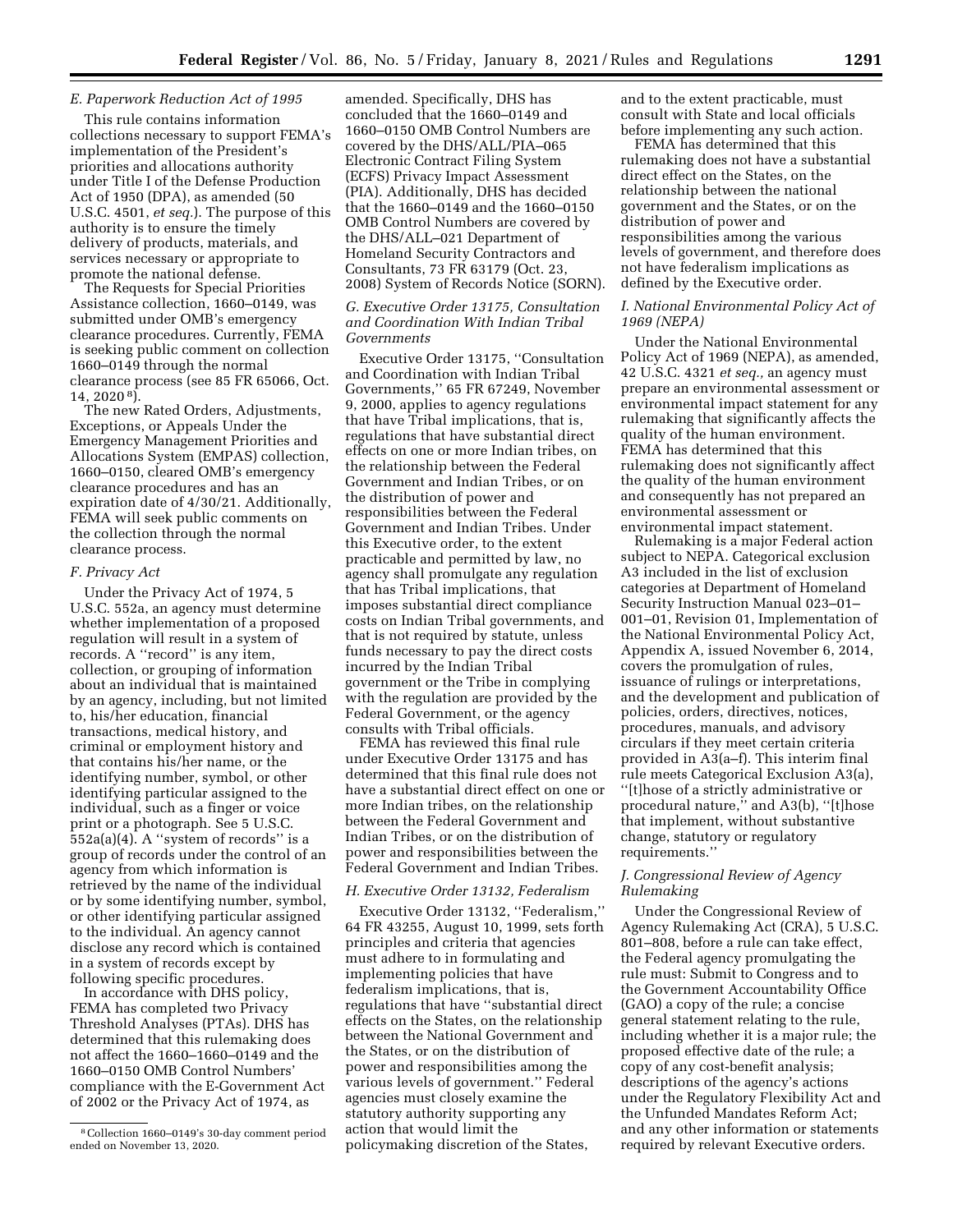### E. Paperwork Reduction Act of 1995

This rule contains information collections necessary to support FEMA's implementation of the President's priorities and allocations authority under Title I of the Defense Production Act of 1950 (DPA), as amended (50 U.S.C. 4501, *et seq.*). The purpose of this authority is to ensure the timely delivery of products, materials, and services necessary or appropriate to promote the national defense.

The Requests for Special Priorities Assistance collection, 1660–0149, was submitted under OMB's emergency clearance procedures. Currently, FEMA is seeking public comment on collection 1660–0149 through the normal clearance process (see 85 FR 65066, Oct. 14, 2020 [8]).

The new Rated Orders, Adjustments, Exceptions, or Appeals Under the Emergency Management Priorities and Allocations System (EMPAS) collection, 1660–0150, cleared OMB's emergency clearance procedures and has an expiration date of 4/30/21. Additionally, FEMA will seek public comments on the collection through the normal clearance process.

### F. Privacy Act

Under the Privacy Act of 1974, 5 U.S.C. 552a, an agency must determine whether implementation of a proposed regulation will result in a system of records. A "record" is any item, collection, or grouping of information about an individual that is maintained by an agency, including, but not limited to, his/her education, financial transactions, medical history, and criminal or employment history and that contains his/her name, or the identifying number, symbol, or other identifying particular assigned to the individual, such as a finger or voice print or a photograph. See 5 U.S.C. 552a(a)(4). A "system of records" is a group of records under the control of an agency from which information is retrieved by the name of the individual or by some identifying number, symbol, or other identifying particular assigned to the individual. An agency cannot disclose any record which is contained in a system of records except by following specific procedures.

In accordance with DHS policy, FEMA has completed two Privacy Threshold Analyses (PTAs). DHS has determined that this rulemaking does not affect the 1660–1660–0149 and the 1660–0150 OMB Control Numbers' compliance with the E-Government Act of 2002 or the Privacy Act of 1974, as amended. Specifically, DHS has concluded that the 1660–0149 and 1660–0150 OMB Control Numbers are covered by the DHS/ALL/PIA–065 Electronic Contract Filing System (ECFS) Privacy Impact Assessment (PIA). Additionally, DHS has decided that the 1660–0149 and the 1660–0150 OMB Control Numbers are covered by the DHS/ALL–021 Department of Homeland Security Contractors and Consultants, 73 FR 63179 (Oct. 23, 2008) System of Records Notice (SORN).

### G. Executive Order 13175, Consultation and Coordination With Indian Tribal Governments

Executive Order 13175, "Consultation and Coordination with Indian Tribal Governments," 65 FR 67249, November 9, 2000, applies to agency regulations that have Tribal implications, that is, regulations that have substantial direct effects on one or more Indian tribes, on the relationship between the Federal Government and Indian Tribes, or on the distribution of power and responsibilities between the Federal Government and Indian Tribes. Under this Executive order, to the extent practicable and permitted by law, no agency shall promulgate any regulation that has Tribal implications, that imposes substantial direct compliance costs on Indian Tribal governments, and that is not required by statute, unless funds necessary to pay the direct costs incurred by the Indian Tribal government or the Tribe in complying with the regulation are provided by the Federal Government, or the agency consults with Tribal officials.

FEMA has reviewed this final rule under Executive Order 13175 and has determined that this final rule does not have a substantial direct effect on one or more Indian tribes, on the relationship between the Federal Government and Indian Tribes, or on the distribution of power and responsibilities between the Federal Government and Indian Tribes.

### H. Executive Order 13132, Federalism

Executive Order 13132, "Federalism," 64 FR 43255, August 10, 1999, sets forth principles and criteria that agencies must adhere to in formulating and implementing policies that have federalism implications, that is, regulations that have "substantial direct effects on the States, on the relationship between the National Government and the States, or on the distribution of power and responsibilities among the various levels of government." Federal agencies must closely examine the statutory authority supporting any action that would limit the policymaking discretion of the States, and to the extent practicable, must consult with State and local officials before implementing any such action.

FEMA has determined that this rulemaking does not have a substantial direct effect on the States, on the relationship between the national government and the States, or on the distribution of power and responsibilities among the various levels of government, and therefore does not have federalism implications as defined by the Executive order.

### I. National Environmental Policy Act of 1969 (NEPA)

Under the National Environmental Policy Act of 1969 (NEPA), as amended, 42 U.S.C. 4321 *et seq.,* an agency must prepare an environmental assessment or environmental impact statement for any rulemaking that significantly affects the quality of the human environment. FEMA has determined that this rulemaking does not significantly affect the quality of the human environment and consequently has not prepared an environmental assessment or environmental impact statement.

Rulemaking is a major Federal action subject to NEPA. Categorical exclusion A3 included in the list of exclusion categories at Department of Homeland Security Instruction Manual 023–01–001–01, Revision 01, Implementation of the National Environmental Policy Act, Appendix A, issued November 6, 2014, covers the promulgation of rules, issuance of rulings or interpretations, and the development and publication of policies, orders, directives, notices, procedures, manuals, and advisory circulars if they meet certain criteria provided in A3(a–f). This interim final rule meets Categorical Exclusion A3(a), "[t]hose of a strictly administrative or procedural nature," and A3(b), "[t]hose that implement, without substantive change, statutory or regulatory requirements."

### J. Congressional Review of Agency Rulemaking

Under the Congressional Review of Agency Rulemaking Act (CRA), 5 U.S.C. 801–808, before a rule can take effect, the Federal agency promulgating the rule must: Submit to Congress and to the Government Accountability Office (GAO) a copy of the rule; a concise general statement relating to the rule, including whether it is a major rule; the proposed effective date of the rule; a copy of any cost-benefit analysis; descriptions of the agency's actions under the Regulatory Flexibility Act and the Unfunded Mandates Reform Act; and any other information or statements required by relevant Executive orders.

---

[8] Collection 1660–0149's 30-day comment period ended on November 13, 2020.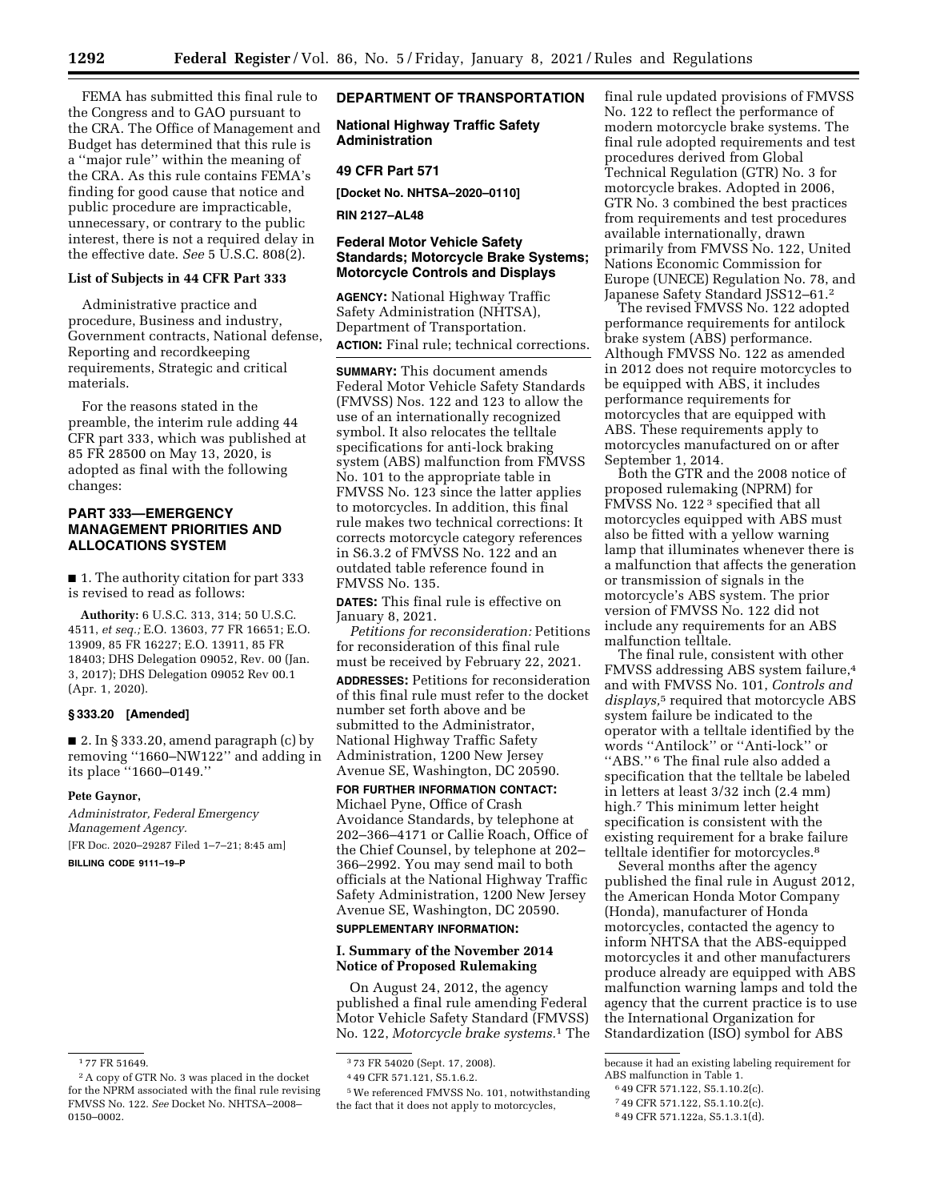FEMA has submitted this final rule to the Congress and to GAO pursuant to the CRA. The Office of Management and Budget has determined that this rule is a ''major rule'' within the meaning of the CRA. As this rule contains FEMA's finding for good cause that notice and public procedure are impracticable, unnecessary, or contrary to the public interest, there is not a required delay in the effective date. *See* 5 U.S.C. 808(2).

### List of Subjects in 44 CFR Part 333

Administrative practice and procedure, Business and industry, Government contracts, National defense, Reporting and recordkeeping requirements, Strategic and critical materials.

For the reasons stated in the preamble, the interim rule adding 44 CFR part 333, which was published at 85 FR 28500 on May 13, 2020, is adopted as final with the following changes:

## PART 333—EMERGENCY MANAGEMENT PRIORITIES AND ALLOCATIONS SYSTEM

■ 1. The authority citation for part 333 is revised to read as follows:

**Authority:** 6 U.S.C. 313, 314; 50 U.S.C. 4511, *et seq.;* E.O. 13603, 77 FR 16651; E.O. 13909, 85 FR 16227; E.O. 13911, 85 FR 18403; DHS Delegation 09052, Rev. 00 (Jan. 3, 2017); DHS Delegation 09052 Rev 00.1 (Apr. 1, 2020).

### § 333.20 [Amended]

■ 2. In § 333.20, amend paragraph (c) by removing ''1660–NW122'' and adding in its place ''1660–0149.''

**Pete Gaynor,**

*Administrator, Federal Emergency Management Agency.*

[FR Doc. 2020–29287 Filed 1–7–21; 8:45 am]

**BILLING CODE 9111–19–P**

## DEPARTMENT OF TRANSPORTATION

### National Highway Traffic Safety Administration

### 49 CFR Part 571

**[Docket No. NHTSA–2020–0110]**

**RIN 2127–AL48**

### Federal Motor Vehicle Safety Standards; Motorcycle Brake Systems; Motorcycle Controls and Displays

**AGENCY:** National Highway Traffic Safety Administration (NHTSA), Department of Transportation.

**ACTION:** Final rule; technical corrections.

**SUMMARY:** This document amends Federal Motor Vehicle Safety Standards (FMVSS) Nos. 122 and 123 to allow the use of an internationally recognized symbol. It also relocates the telltale specifications for anti-lock braking system (ABS) malfunction from FMVSS No. 101 to the appropriate table in FMVSS No. 123 since the latter applies to motorcycles. In addition, this final rule makes two technical corrections: It corrects motorcycle category references in S6.3.2 of FMVSS No. 122 and an outdated table reference found in FMVSS No. 135.

**DATES:** This final rule is effective on January 8, 2021.

*Petitions for reconsideration:* Petitions for reconsideration of this final rule must be received by February 22, 2021.

**ADDRESSES:** Petitions for reconsideration of this final rule must refer to the docket number set forth above and be submitted to the Administrator, National Highway Traffic Safety Administration, 1200 New Jersey Avenue SE, Washington, DC 20590.

**FOR FURTHER INFORMATION CONTACT:** Michael Pyne, Office of Crash Avoidance Standards, by telephone at 202–366–4171 or Callie Roach, Office of the Chief Counsel, by telephone at 202–366–2992. You may send mail to both officials at the National Highway Traffic Safety Administration, 1200 New Jersey Avenue SE, Washington, DC 20590.

**SUPPLEMENTARY INFORMATION:**

### I. Summary of the November 2014 Notice of Proposed Rulemaking

On August 24, 2012, the agency published a final rule amending Federal Motor Vehicle Safety Standard (FMVSS) No. 122, *Motorcycle brake systems.*[1] The final rule updated provisions of FMVSS No. 122 to reflect the performance of modern motorcycle brake systems. The final rule adopted requirements and test procedures derived from Global Technical Regulation (GTR) No. 3 for motorcycle brakes. Adopted in 2006, GTR No. 3 combined the best practices from requirements and test procedures available internationally, drawn primarily from FMVSS No. 122, United Nations Economic Commission for Europe (UNECE) Regulation No. 78, and Japanese Safety Standard JSS12–61.[2]

The revised FMVSS No. 122 adopted performance requirements for antilock brake system (ABS) performance. Although FMVSS No. 122 as amended in 2012 does not require motorcycles to be equipped with ABS, it includes performance requirements for motorcycles that are equipped with ABS. These requirements apply to motorcycles manufactured on or after September 1, 2014.

Both the GTR and the 2008 notice of proposed rulemaking (NPRM) for FMVSS No. 122[3] specified that all motorcycles equipped with ABS must also be fitted with a yellow warning lamp that illuminates whenever there is a malfunction that affects the generation or transmission of signals in the motorcycle's ABS system. The prior version of FMVSS No. 122 did not include any requirements for an ABS malfunction telltale.

The final rule, consistent with other FMVSS addressing ABS system failure,[4] and with FMVSS No. 101, *Controls and displays,*[5] required that motorcycle ABS system failure be indicated to the operator with a telltale identified by the words ''Antilock'' or ''Anti-lock'' or ''ABS.''[6] The final rule also added a specification that the telltale be labeled in letters at least 3/32 inch (2.4 mm) high.[7] This minimum letter height specification is consistent with the existing requirement for a brake failure telltale identifier for motorcycles.[8]

Several months after the agency published the final rule in August 2012, the American Honda Motor Company (Honda), manufacturer of Honda motorcycles, contacted the agency to inform NHTSA that the ABS-equipped motorcycles it and other manufacturers produce already are equipped with ABS malfunction warning lamps and told the agency that the current practice is to use the International Organization for Standardization (ISO) symbol for ABS

---

[1] 77 FR 51649.

[2] A copy of GTR No. 3 was placed in the docket for the NPRM associated with the final rule revising FMVSS No. 122. *See* Docket No. NHTSA–2008–0150–0002.

[3] 73 FR 54020 (Sept. 17, 2008).

[4] 49 CFR 571.121, S5.1.6.2.

[5] We referenced FMVSS No. 101, notwithstanding the fact that it does not apply to motorcycles, because it had an existing labeling requirement for ABS malfunction in Table 1.

[6] 49 CFR 571.122, S5.1.10.2(c).

[7] 49 CFR 571.122, S5.1.10.2(c).

[8] 49 CFR 571.122a, S5.1.3.1(d).